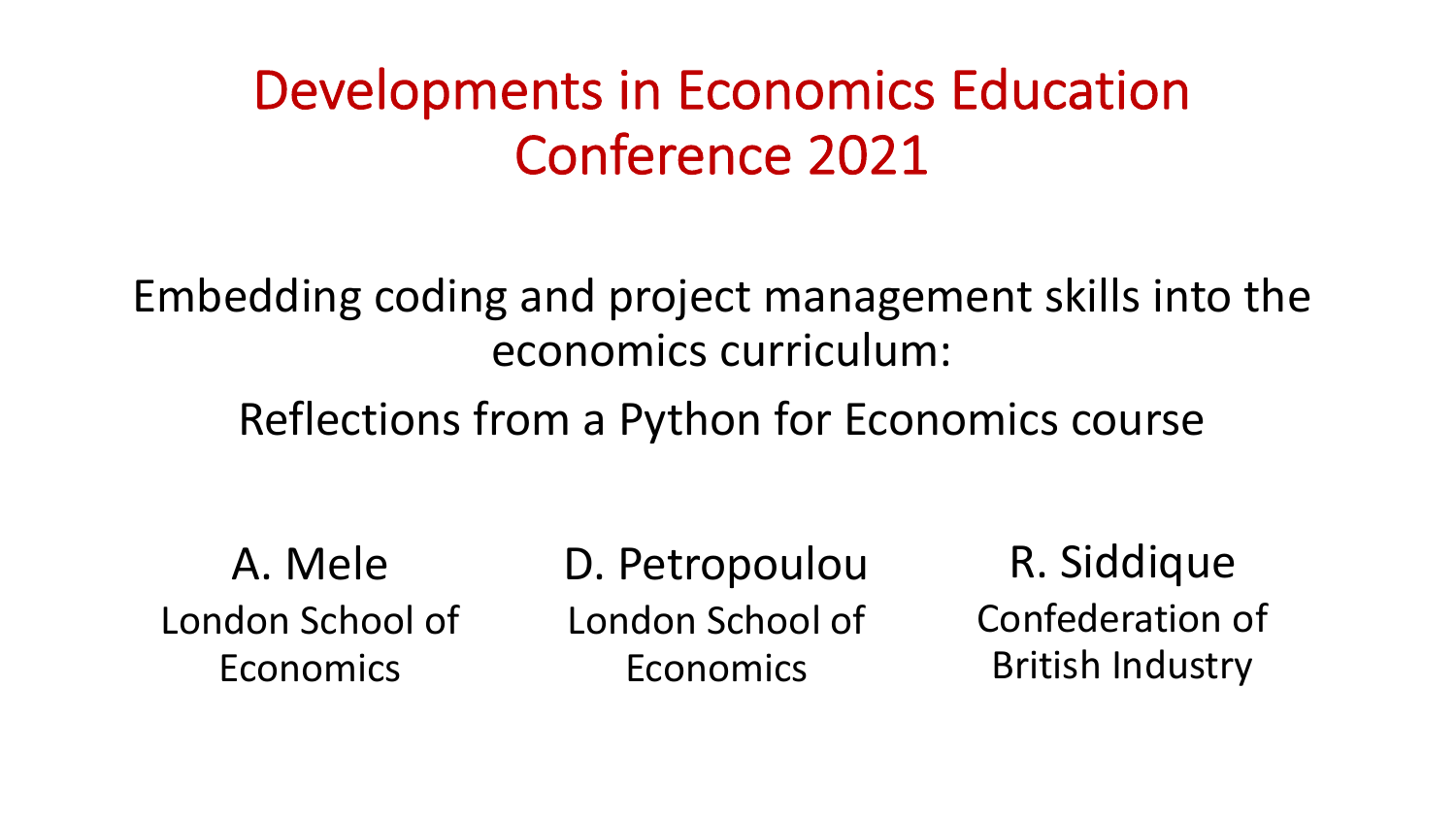# Developments in Economics Education Conference 2021

## Embedding coding and project management skills into the economics curriculum:

## Reflections from a Python for Economics course

**A. Mele**
London School of Economics

**D. Petropoulou**
London School of Economics

**R. Siddique**
Confederation of British Industry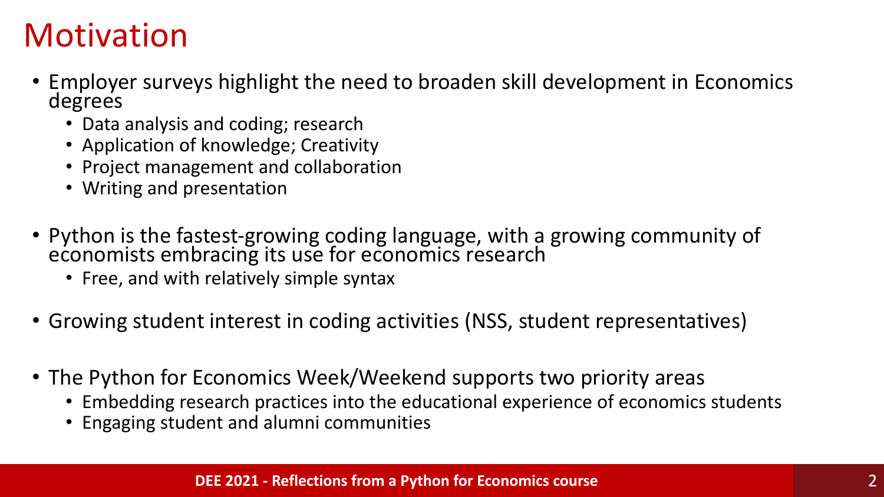# Motivation

- Employer surveys highlight the need to broaden skill development in Economics degrees
  - Data analysis and coding; research
  - Application of knowledge; Creativity
  - Project management and collaboration
  - Writing and presentation
- Python is the fastest-growing coding language, with a growing community of economists embracing its use for economics research
  - Free, and with relatively simple syntax
- Growing student interest in coding activities (NSS, student representatives)
- The Python for Economics Week/Weekend supports two priority areas
  - Embedding research practices into the educational experience of economics students
  - Engaging student and alumni communities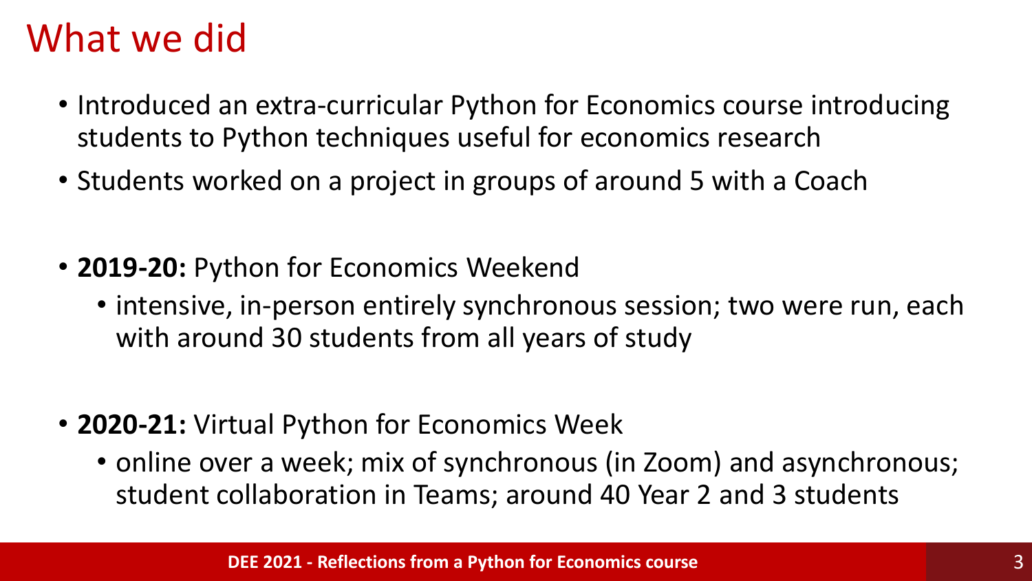# What we did

- Introduced an extra-curricular Python for Economics course introducing students to Python techniques useful for economics research
- Students worked on a project in groups of around 5 with a Coach

- **2019-20:** Python for Economics Weekend
  - intensive, in-person entirely synchronous session; two were run, each with around 30 students from all years of study

- **2020-21:** Virtual Python for Economics Week
  - online over a week; mix of synchronous (in Zoom) and asynchronous; student collaboration in Teams; around 40 Year 2 and 3 students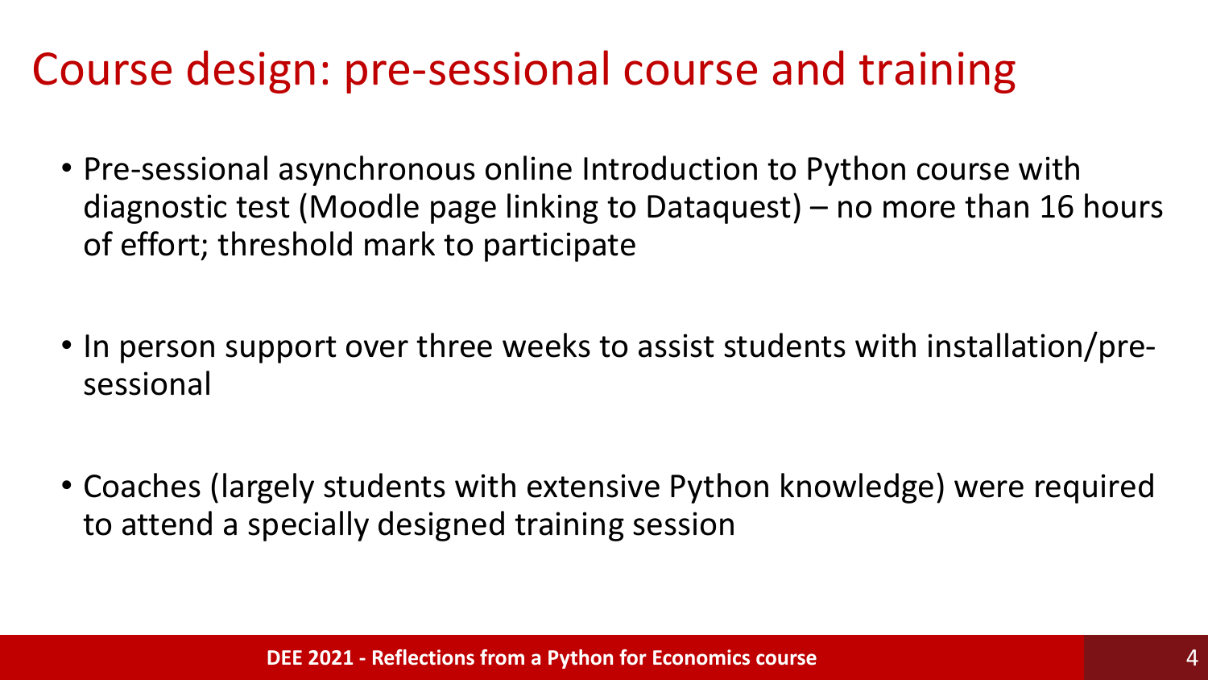# Course design: pre-sessional course and training

- Pre-sessional asynchronous online Introduction to Python course with diagnostic test (Moodle page linking to Dataquest) – no more than 16 hours of effort; threshold mark to participate

- In person support over three weeks to assist students with installation/pre-sessional

- Coaches (largely students with extensive Python knowledge) were required to attend a specially designed training session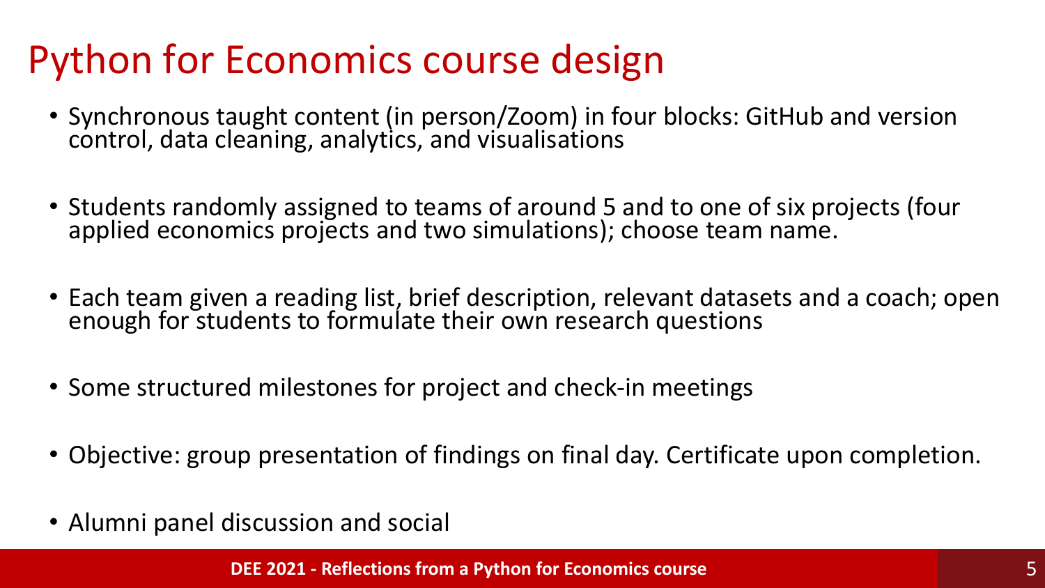# Python for Economics course design

- Synchronous taught content (in person/Zoom) in four blocks: GitHub and version control, data cleaning, analytics, and visualisations
- Students randomly assigned to teams of around 5 and to one of six projects (four applied economics projects and two simulations); choose team name.
- Each team given a reading list, brief description, relevant datasets and a coach; open enough for students to formulate their own research questions
- Some structured milestones for project and check-in meetings
- Objective: group presentation of findings on final day. Certificate upon completion.
- Alumni panel discussion and social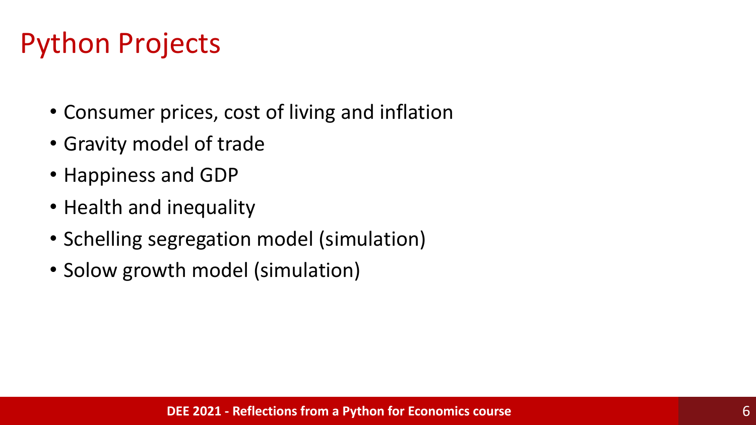# Python Projects

- Consumer prices, cost of living and inflation
- Gravity model of trade
- Happiness and GDP
- Health and inequality
- Schelling segregation model (simulation)
- Solow growth model (simulation)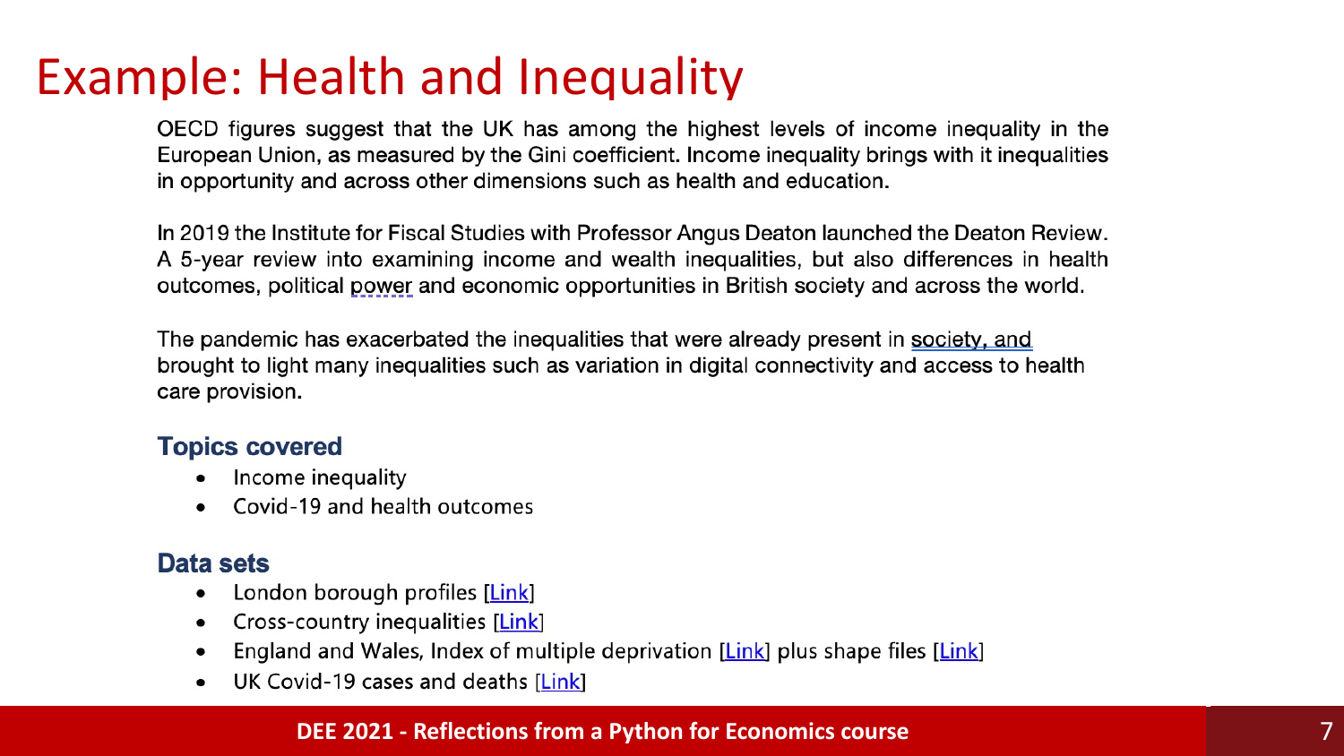# Example: Health and Inequality

OECD figures suggest that the UK has among the highest levels of income inequality in the European Union, as measured by the Gini coefficient. Income inequality brings with it inequalities in opportunity and across other dimensions such as health and education.

In 2019 the Institute for Fiscal Studies with Professor Angus Deaton launched the Deaton Review. A 5-year review into examining income and wealth inequalities, but also differences in health outcomes, political power and economic opportunities in British society and across the world.

The pandemic has exacerbated the inequalities that were already present in society, and brought to light many inequalities such as variation in digital connectivity and access to health care provision.

### Topics covered

- Income inequality
- Covid-19 and health outcomes

### Data sets

- London borough profiles [Link]
- Cross-country inequalities [Link]
- England and Wales, Index of multiple deprivation [Link] plus shape files [Link]
- UK Covid-19 cases and deaths [Link]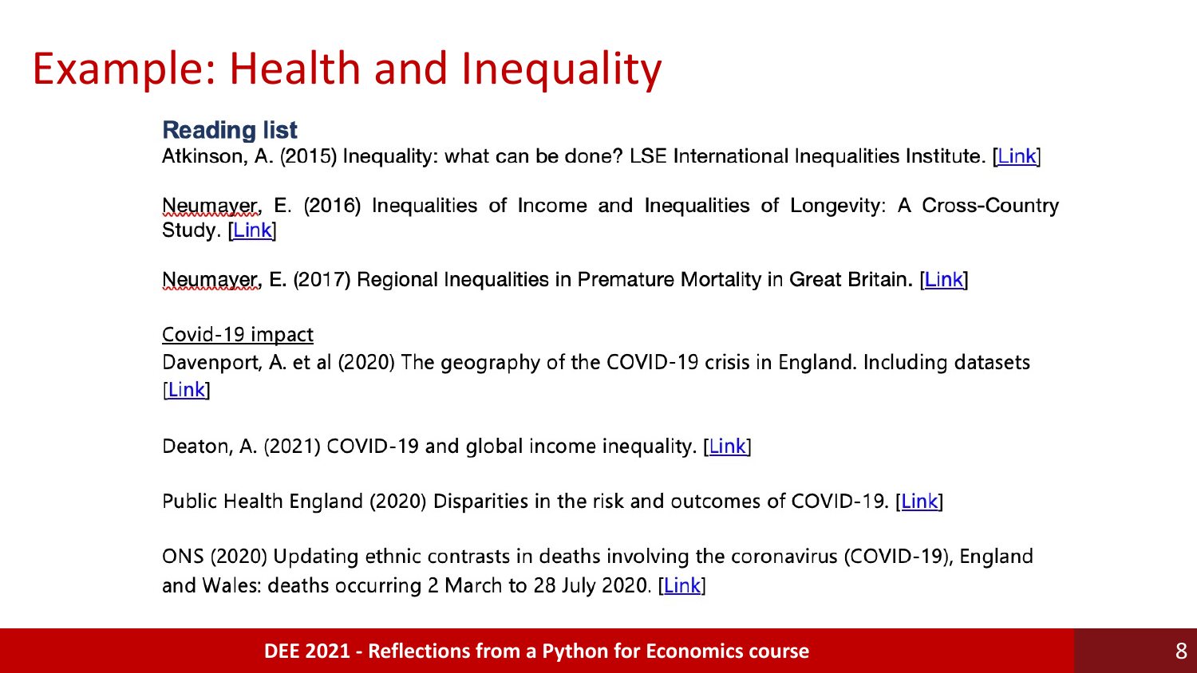# Example: Health and Inequality

## Reading list

Atkinson, A. (2015) Inequality: what can be done? LSE International Inequalities Institute. [Link]

Neumayer, E. (2016) Inequalities of Income and Inequalities of Longevity: A Cross-Country Study. [Link]

Neumayer, E. (2017) Regional Inequalities in Premature Mortality in Great Britain. [Link]

Covid-19 impact

Davenport, A. et al (2020) The geography of the COVID-19 crisis in England. Including datasets [Link]

Deaton, A. (2021) COVID-19 and global income inequality. [Link]

Public Health England (2020) Disparities in the risk and outcomes of COVID-19. [Link]

ONS (2020) Updating ethnic contrasts in deaths involving the coronavirus (COVID-19), England and Wales: deaths occurring 2 March to 28 July 2020. [Link]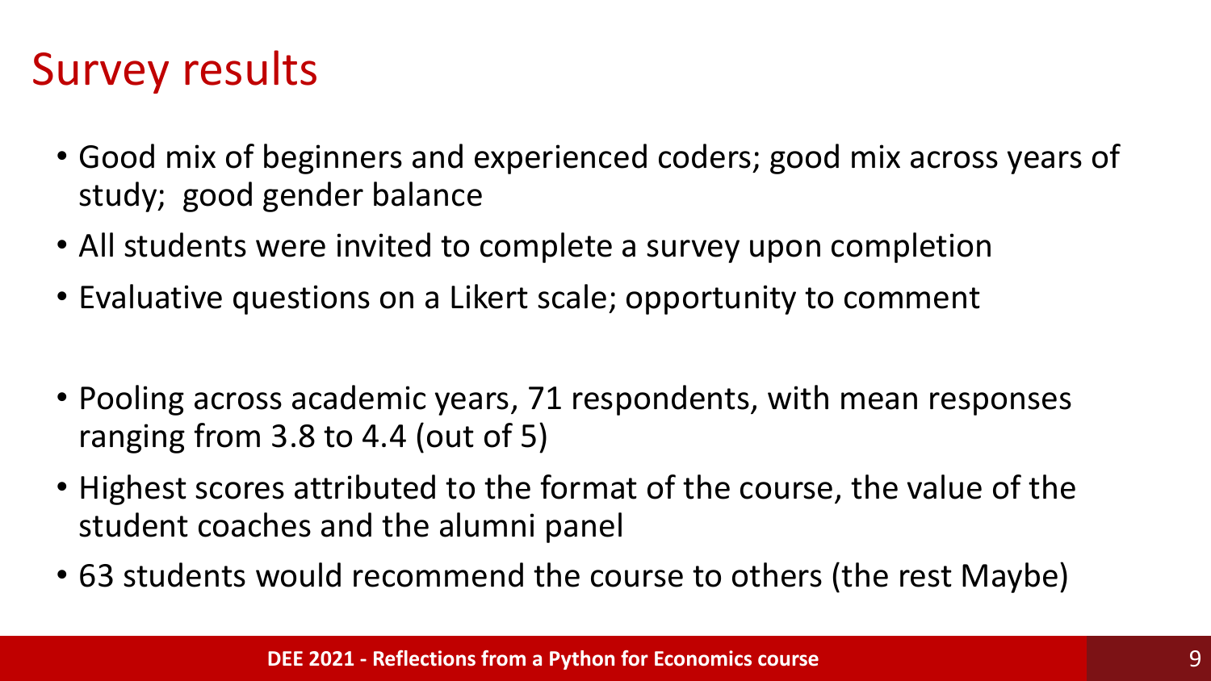# Survey results

- Good mix of beginners and experienced coders; good mix across years of study; good gender balance
- All students were invited to complete a survey upon completion
- Evaluative questions on a Likert scale; opportunity to comment

- Pooling across academic years, 71 respondents, with mean responses ranging from 3.8 to 4.4 (out of 5)
- Highest scores attributed to the format of the course, the value of the student coaches and the alumni panel
- 63 students would recommend the course to others (the rest Maybe)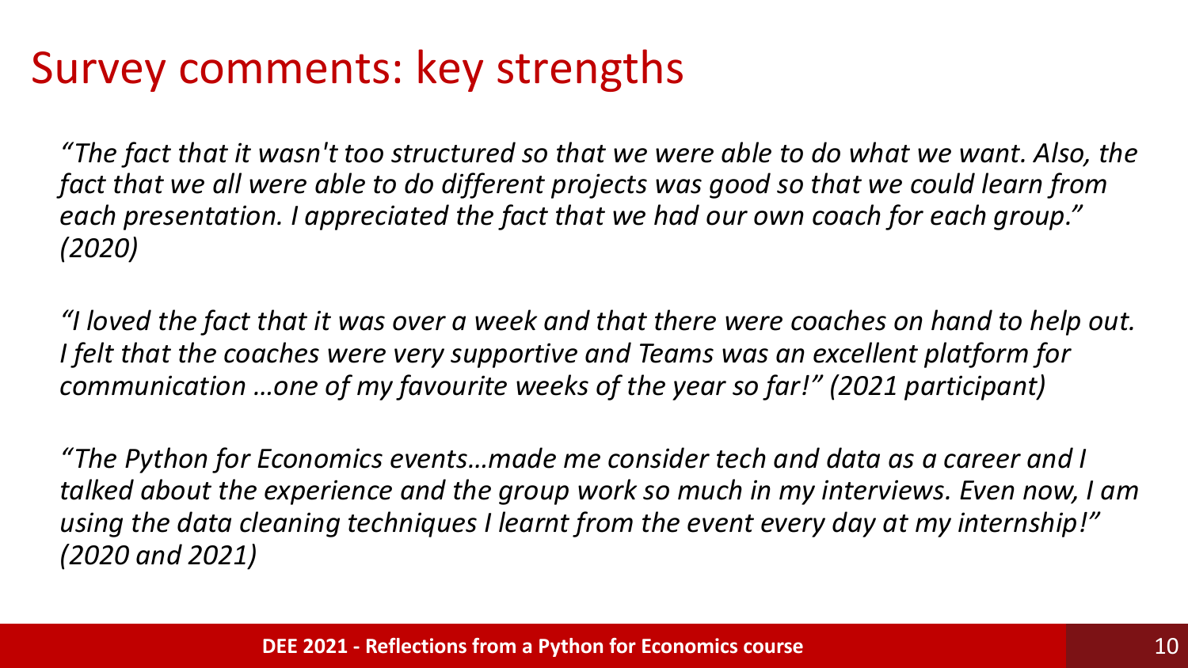# Survey comments: key strengths

*“The fact that it wasn't too structured so that we were able to do what we want. Also, the fact that we all were able to do different projects was good so that we could learn from each presentation. I appreciated the fact that we had our own coach for each group.” (2020)*

*“I loved the fact that it was over a week and that there were coaches on hand to help out. I felt that the coaches were very supportive and Teams was an excellent platform for communication …one of my favourite weeks of the year so far!” (2021 participant)*

*“The Python for Economics events…made me consider tech and data as a career and I talked about the experience and the group work so much in my interviews. Even now, I am using the data cleaning techniques I learnt from the event every day at my internship!” (2020 and 2021)*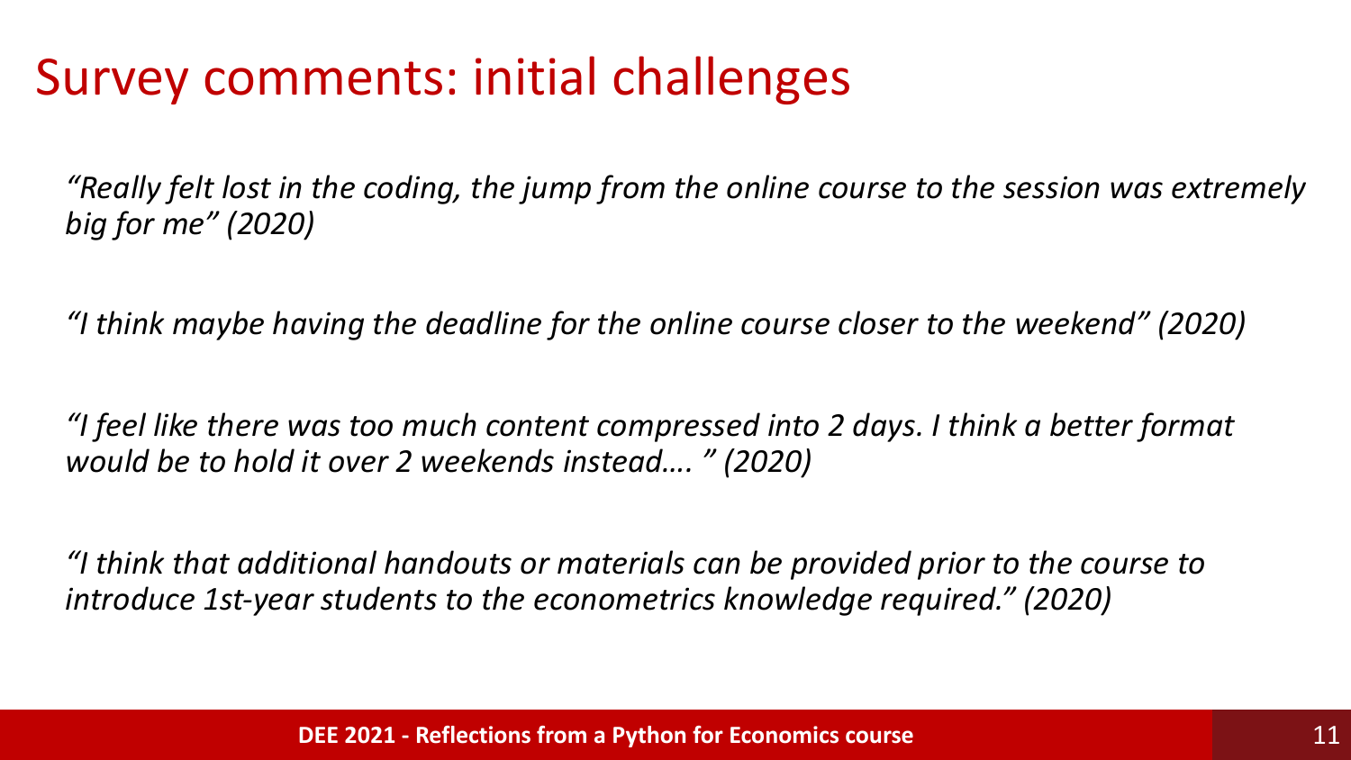# Survey comments: initial challenges

*"Really felt lost in the coding, the jump from the online course to the session was extremely big for me" (2020)*

*"I think maybe having the deadline for the online course closer to the weekend" (2020)*

*"I feel like there was too much content compressed into 2 days. I think a better format would be to hold it over 2 weekends instead…. " (2020)*

*"I think that additional handouts or materials can be provided prior to the course to introduce 1st-year students to the econometrics knowledge required." (2020)*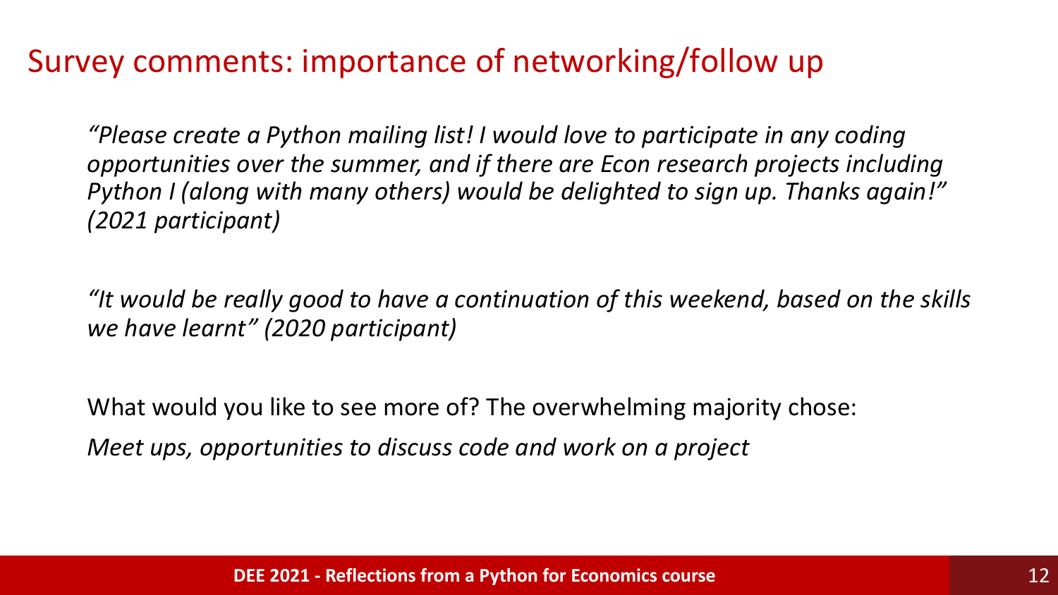# Survey comments: importance of networking/follow up

*"Please create a Python mailing list! I would love to participate in any coding opportunities over the summer, and if there are Econ research projects including Python I (along with many others) would be delighted to sign up. Thanks again!" (2021 participant)*

*"It would be really good to have a continuation of this weekend, based on the skills we have learnt" (2020 participant)*

What would you like to see more of? The overwhelming majority chose:

*Meet ups, opportunities to discuss code and work on a project*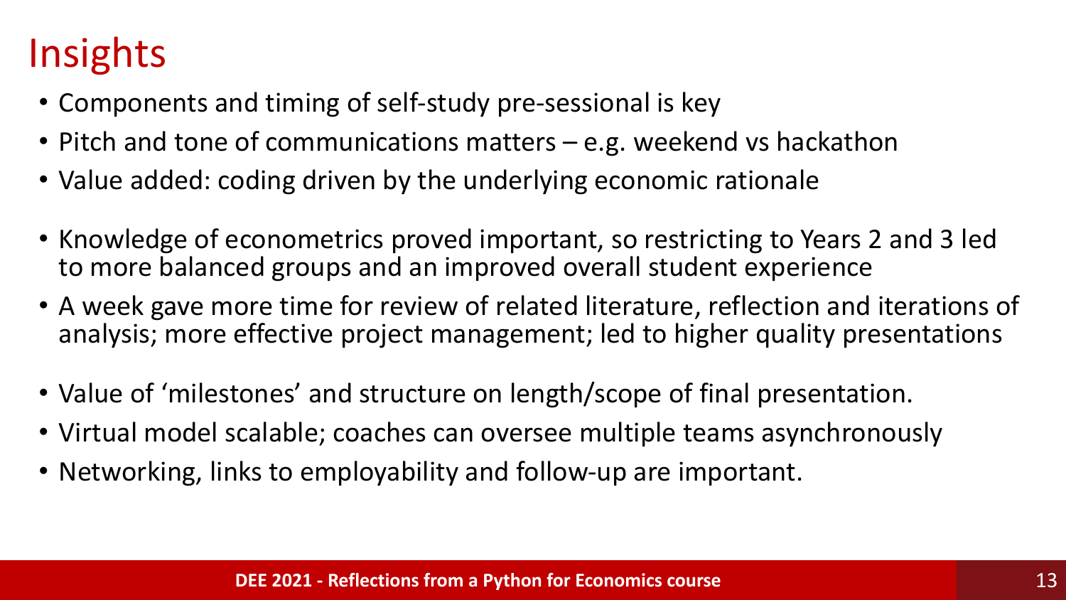# Insights

- Components and timing of self-study pre-sessional is key
- Pitch and tone of communications matters – e.g. weekend vs hackathon
- Value added: coding driven by the underlying economic rationale

- Knowledge of econometrics proved important, so restricting to Years 2 and 3 led to more balanced groups and an improved overall student experience
- A week gave more time for review of related literature, reflection and iterations of analysis; more effective project management; led to higher quality presentations

- Value of 'milestones' and structure on length/scope of final presentation.
- Virtual model scalable; coaches can oversee multiple teams asynchronously
- Networking, links to employability and follow-up are important.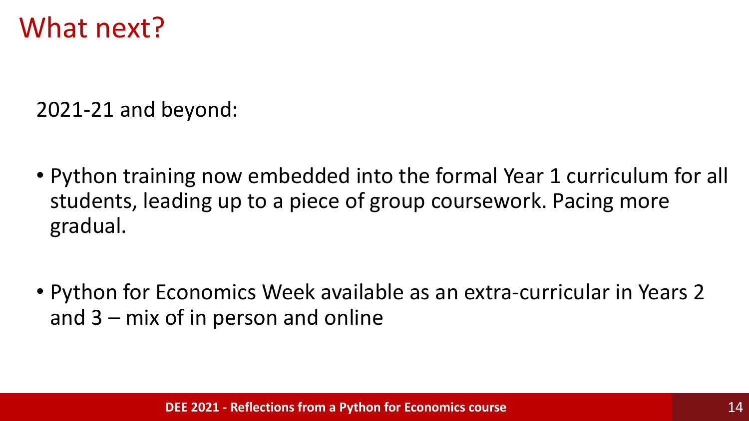# What next?

2021-21 and beyond:

- Python training now embedded into the formal Year 1 curriculum for all students, leading up to a piece of group coursework. Pacing more gradual.
- Python for Economics Week available as an extra-curricular in Years 2 and 3 – mix of in person and online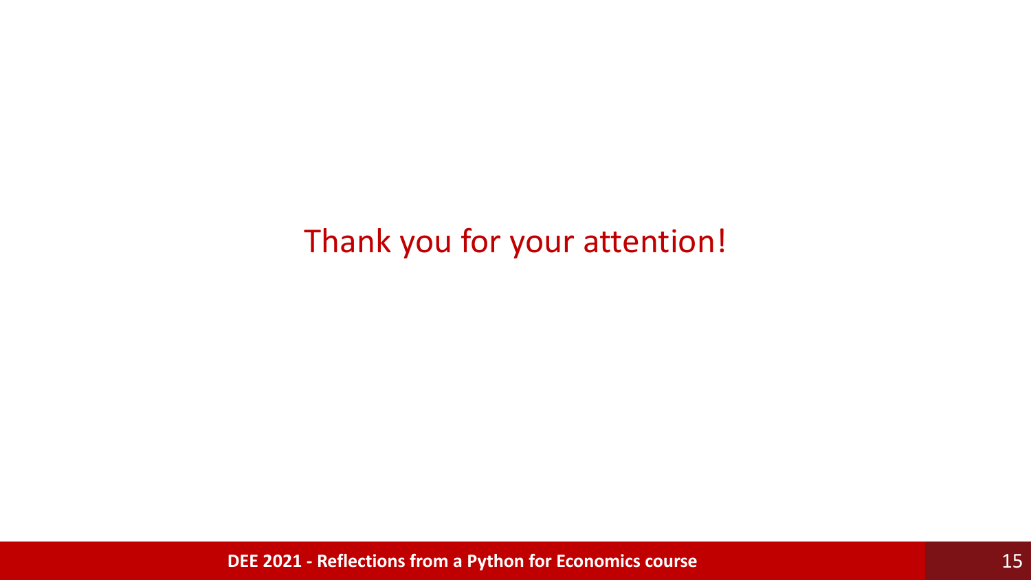Thank you for your attention!